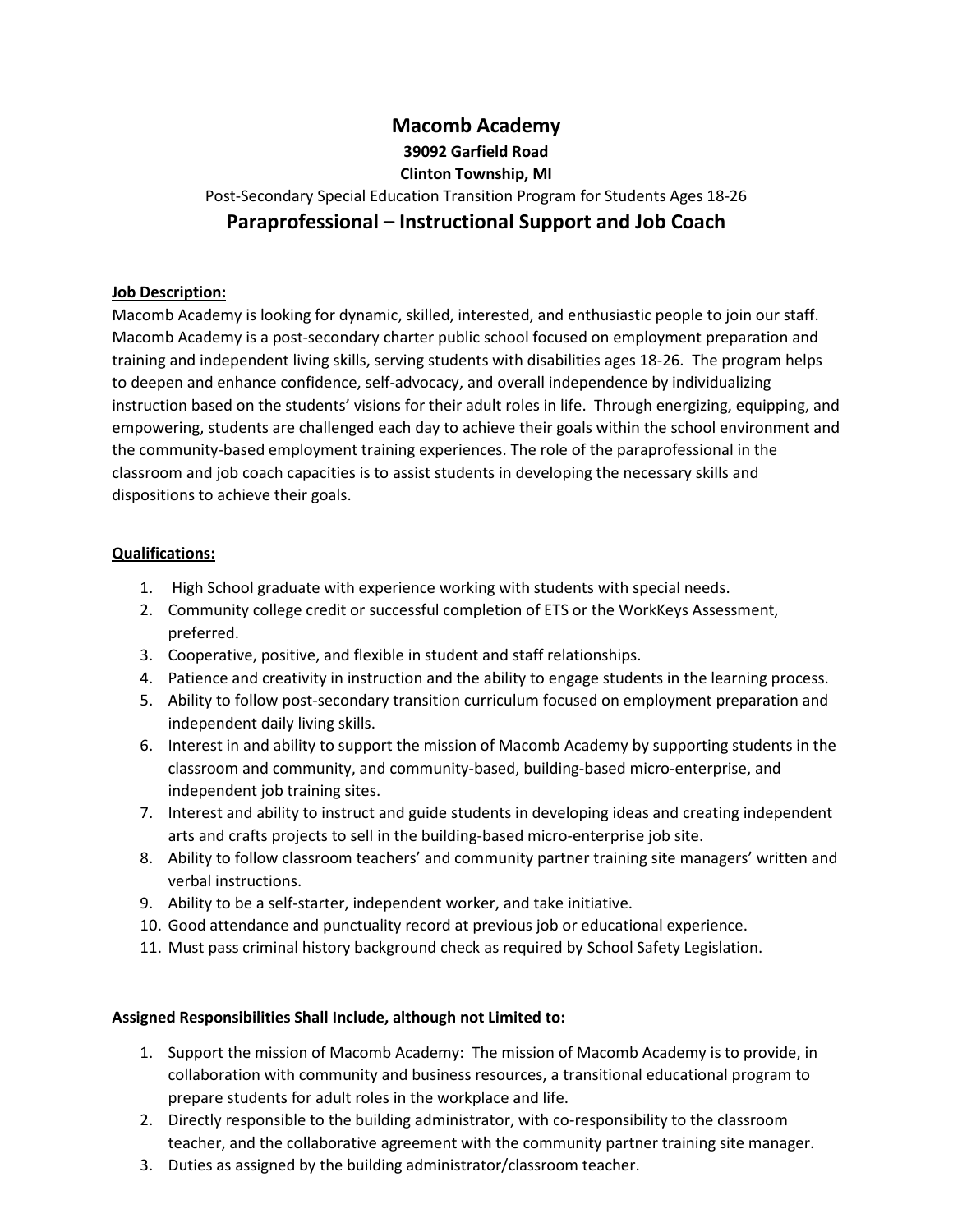# Macomb Academy

**39092 Garfield Road**

**Clinton Township, MI**

Post-Secondary Special Education Transition Program for Students Ages 18-26

## Paraprofessional – Instructional Support and Job Coach

**Job Description:**

Macomb Academy is looking for dynamic, skilled, interested, and enthusiastic people to join our staff. Macomb Academy is a post-secondary charter public school focused on employment preparation and training and independent living skills, serving students with disabilities ages 18-26. The program helps to deepen and enhance confidence, self-advocacy, and overall independence by individualizing instruction based on the students' visions for their adult roles in life. Through energizing, equipping, and empowering, students are challenged each day to achieve their goals within the school environment and the community-based employment training experiences. The role of the paraprofessional in the classroom and job coach capacities is to assist students in developing the necessary skills and dispositions to achieve their goals.

**Qualifications:**

1. High School graduate with experience working with students with special needs.
2. Community college credit or successful completion of ETS or the WorkKeys Assessment, preferred.
3. Cooperative, positive, and flexible in student and staff relationships.
4. Patience and creativity in instruction and the ability to engage students in the learning process.
5. Ability to follow post-secondary transition curriculum focused on employment preparation and independent daily living skills.
6. Interest in and ability to support the mission of Macomb Academy by supporting students in the classroom and community, and community-based, building-based micro-enterprise, and independent job training sites.
7. Interest and ability to instruct and guide students in developing ideas and creating independent arts and crafts projects to sell in the building-based micro-enterprise job site.
8. Ability to follow classroom teachers' and community partner training site managers' written and verbal instructions.
9. Ability to be a self-starter, independent worker, and take initiative.
10. Good attendance and punctuality record at previous job or educational experience.
11. Must pass criminal history background check as required by School Safety Legislation.

**Assigned Responsibilities Shall Include, although not Limited to:**

1. Support the mission of Macomb Academy: The mission of Macomb Academy is to provide, in collaboration with community and business resources, a transitional educational program to prepare students for adult roles in the workplace and life.
2. Directly responsible to the building administrator, with co-responsibility to the classroom teacher, and the collaborative agreement with the community partner training site manager.
3. Duties as assigned by the building administrator/classroom teacher.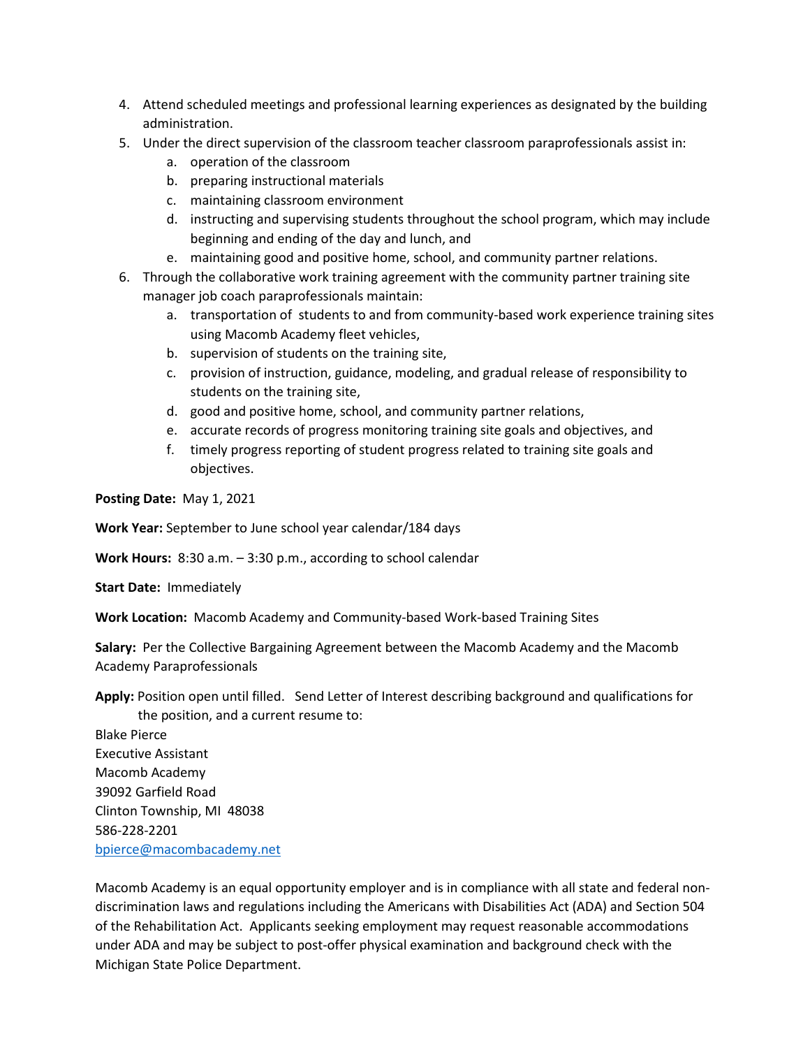4. Attend scheduled meetings and professional learning experiences as designated by the building administration.
5. Under the direct supervision of the classroom teacher classroom paraprofessionals assist in:
    a. operation of the classroom
    b. preparing instructional materials
    c. maintaining classroom environment
    d. instructing and supervising students throughout the school program, which may include beginning and ending of the day and lunch, and
    e. maintaining good and positive home, school, and community partner relations.
6. Through the collaborative work training agreement with the community partner training site manager job coach paraprofessionals maintain:
    a. transportation of students to and from community-based work experience training sites using Macomb Academy fleet vehicles,
    b. supervision of students on the training site,
    c. provision of instruction, guidance, modeling, and gradual release of responsibility to students on the training site,
    d. good and positive home, school, and community partner relations,
    e. accurate records of progress monitoring training site goals and objectives, and
    f. timely progress reporting of student progress related to training site goals and objectives.

**Posting Date:** May 1, 2021

**Work Year:** September to June school year calendar/184 days

**Work Hours:** 8:30 a.m. – 3:30 p.m., according to school calendar

**Start Date:** Immediately

**Work Location:** Macomb Academy and Community-based Work-based Training Sites

**Salary:** Per the Collective Bargaining Agreement between the Macomb Academy and the Macomb Academy Paraprofessionals

**Apply:** Position open until filled. Send Letter of Interest describing background and qualifications for the position, and a current resume to:

Blake Pierce
Executive Assistant
Macomb Academy
39092 Garfield Road
Clinton Township, MI 48038
586-228-2201
bpierce@macombacademy.net

Macomb Academy is an equal opportunity employer and is in compliance with all state and federal non-discrimination laws and regulations including the Americans with Disabilities Act (ADA) and Section 504 of the Rehabilitation Act. Applicants seeking employment may request reasonable accommodations under ADA and may be subject to post-offer physical examination and background check with the Michigan State Police Department.